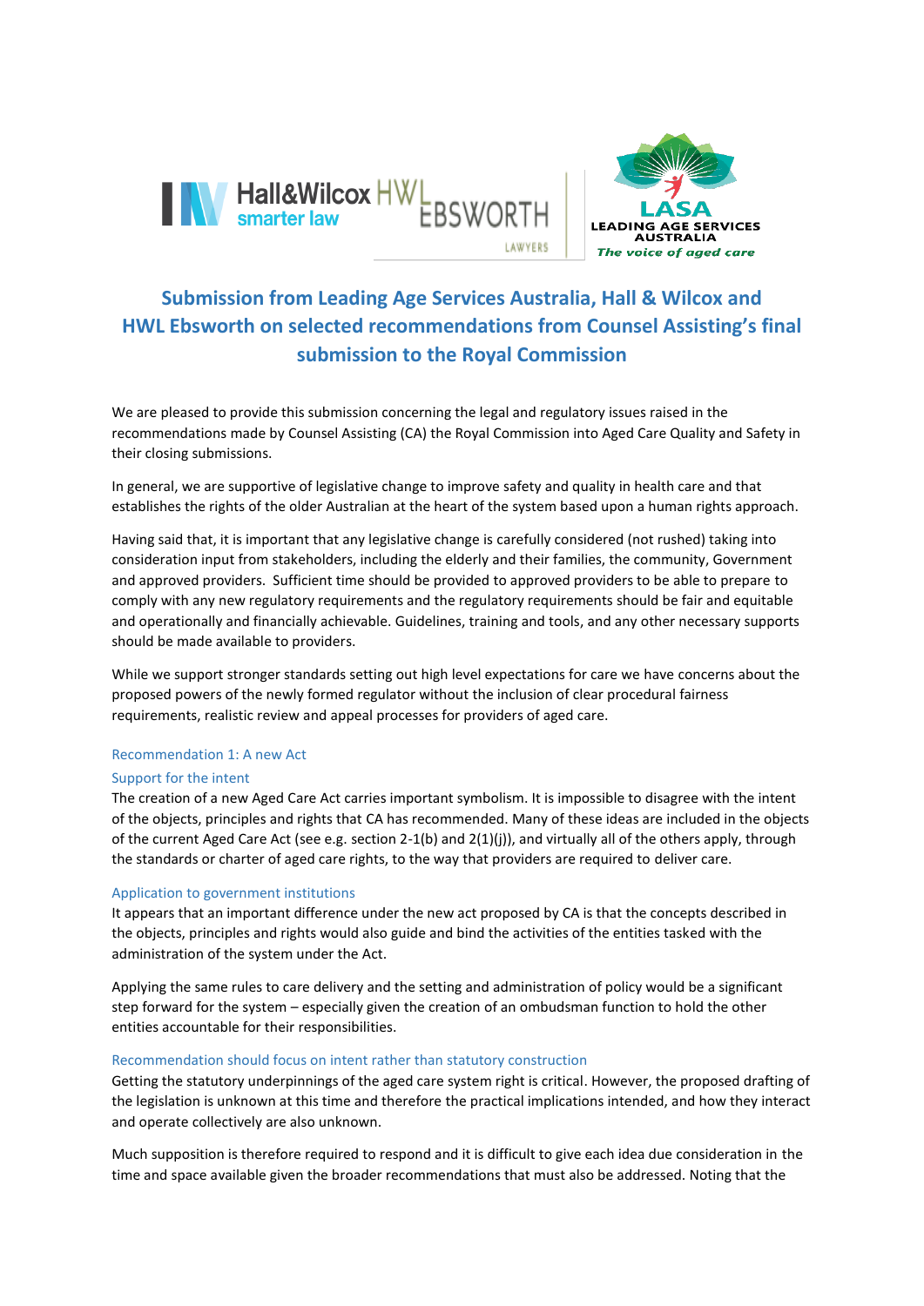# Submission from Leading Age Services Australia, Hall & Wilcox and HWL Ebsworth on selected recommendations from Counsel Assisting's final submission to the Royal Commission

We are pleased to provide this submission concerning the legal and regulatory issues raised in the recommendations made by Counsel Assisting (CA) the Royal Commission into Aged Care Quality and Safety in their closing submissions.

In general, we are supportive of legislative change to improve safety and quality in health care and that establishes the rights of the older Australian at the heart of the system based upon a human rights approach.

Having said that, it is important that any legislative change is carefully considered (not rushed) taking into consideration input from stakeholders, including the elderly and their families, the community, Government and approved providers. Sufficient time should be provided to approved providers to be able to prepare to comply with any new regulatory requirements and the regulatory requirements should be fair and equitable and operationally and financially achievable. Guidelines, training and tools, and any other necessary supports should be made available to providers.

While we support stronger standards setting out high level expectations for care we have concerns about the proposed powers of the newly formed regulator without the inclusion of clear procedural fairness requirements, realistic review and appeal processes for providers of aged care.

## Recommendation 1: A new Act

### Support for the intent

The creation of a new Aged Care Act carries important symbolism. It is impossible to disagree with the intent of the objects, principles and rights that CA has recommended. Many of these ideas are included in the objects of the current Aged Care Act (see e.g. section 2-1(b) and 2(1)(j)), and virtually all of the others apply, through the standards or charter of aged care rights, to the way that providers are required to deliver care.

### Application to government institutions

It appears that an important difference under the new act proposed by CA is that the concepts described in the objects, principles and rights would also guide and bind the activities of the entities tasked with the administration of the system under the Act.

Applying the same rules to care delivery and the setting and administration of policy would be a significant step forward for the system – especially given the creation of an ombudsman function to hold the other entities accountable for their responsibilities.

### Recommendation should focus on intent rather than statutory construction

Getting the statutory underpinnings of the aged care system right is critical. However, the proposed drafting of the legislation is unknown at this time and therefore the practical implications intended, and how they interact and operate collectively are also unknown.

Much supposition is therefore required to respond and it is difficult to give each idea due consideration in the time and space available given the broader recommendations that must also be addressed. Noting that the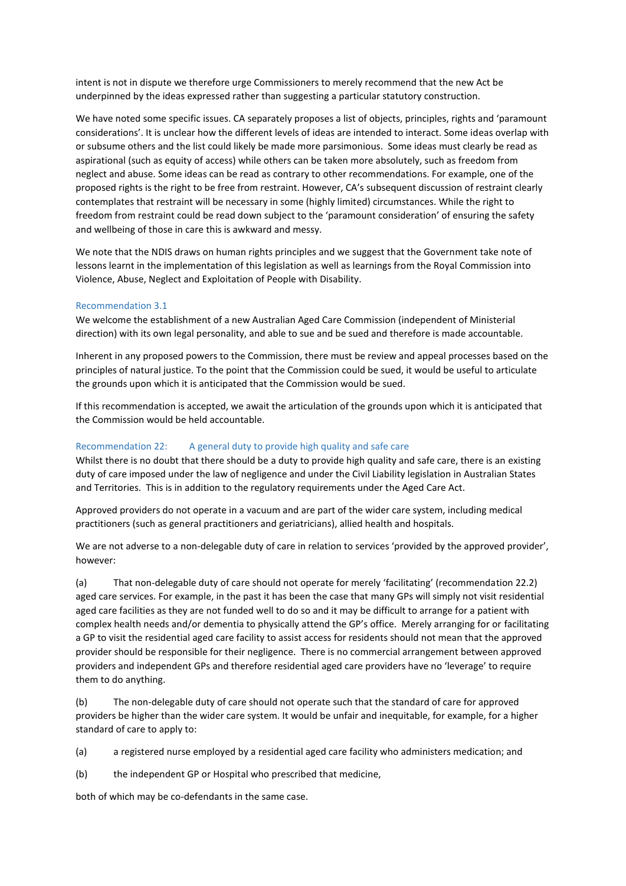intent is not in dispute we therefore urge Commissioners to merely recommend that the new Act be underpinned by the ideas expressed rather than suggesting a particular statutory construction.

We have noted some specific issues. CA separately proposes a list of objects, principles, rights and 'paramount considerations'. It is unclear how the different levels of ideas are intended to interact. Some ideas overlap with or subsume others and the list could likely be made more parsimonious. Some ideas must clearly be read as aspirational (such as equity of access) while others can be taken more absolutely, such as freedom from neglect and abuse. Some ideas can be read as contrary to other recommendations. For example, one of the proposed rights is the right to be free from restraint. However, CA's subsequent discussion of restraint clearly contemplates that restraint will be necessary in some (highly limited) circumstances. While the right to freedom from restraint could be read down subject to the 'paramount consideration' of ensuring the safety and wellbeing of those in care this is awkward and messy.

We note that the NDIS draws on human rights principles and we suggest that the Government take note of lessons learnt in the implementation of this legislation as well as learnings from the Royal Commission into Violence, Abuse, Neglect and Exploitation of People with Disability.

### Recommendation 3.1

We welcome the establishment of a new Australian Aged Care Commission (independent of Ministerial direction) with its own legal personality, and able to sue and be sued and therefore is made accountable.

Inherent in any proposed powers to the Commission, there must be review and appeal processes based on the principles of natural justice. To the point that the Commission could be sued, it would be useful to articulate the grounds upon which it is anticipated that the Commission would be sued.

If this recommendation is accepted, we await the articulation of the grounds upon which it is anticipated that the Commission would be held accountable.

### Recommendation 22: A general duty to provide high quality and safe care

Whilst there is no doubt that there should be a duty to provide high quality and safe care, there is an existing duty of care imposed under the law of negligence and under the Civil Liability legislation in Australian States and Territories. This is in addition to the regulatory requirements under the Aged Care Act.

Approved providers do not operate in a vacuum and are part of the wider care system, including medical practitioners (such as general practitioners and geriatricians), allied health and hospitals.

We are not adverse to a non-delegable duty of care in relation to services 'provided by the approved provider', however:

(a) That non-delegable duty of care should not operate for merely 'facilitating' (recommendation 22.2) aged care services. For example, in the past it has been the case that many GPs will simply not visit residential aged care facilities as they are not funded well to do so and it may be difficult to arrange for a patient with complex health needs and/or dementia to physically attend the GP's office. Merely arranging for or facilitating a GP to visit the residential aged care facility to assist access for residents should not mean that the approved provider should be responsible for their negligence. There is no commercial arrangement between approved providers and independent GPs and therefore residential aged care providers have no 'leverage' to require them to do anything.

(b) The non-delegable duty of care should not operate such that the standard of care for approved providers be higher than the wider care system. It would be unfair and inequitable, for example, for a higher standard of care to apply to:

(a) a registered nurse employed by a residential aged care facility who administers medication; and

(b) the independent GP or Hospital who prescribed that medicine,

both of which may be co-defendants in the same case.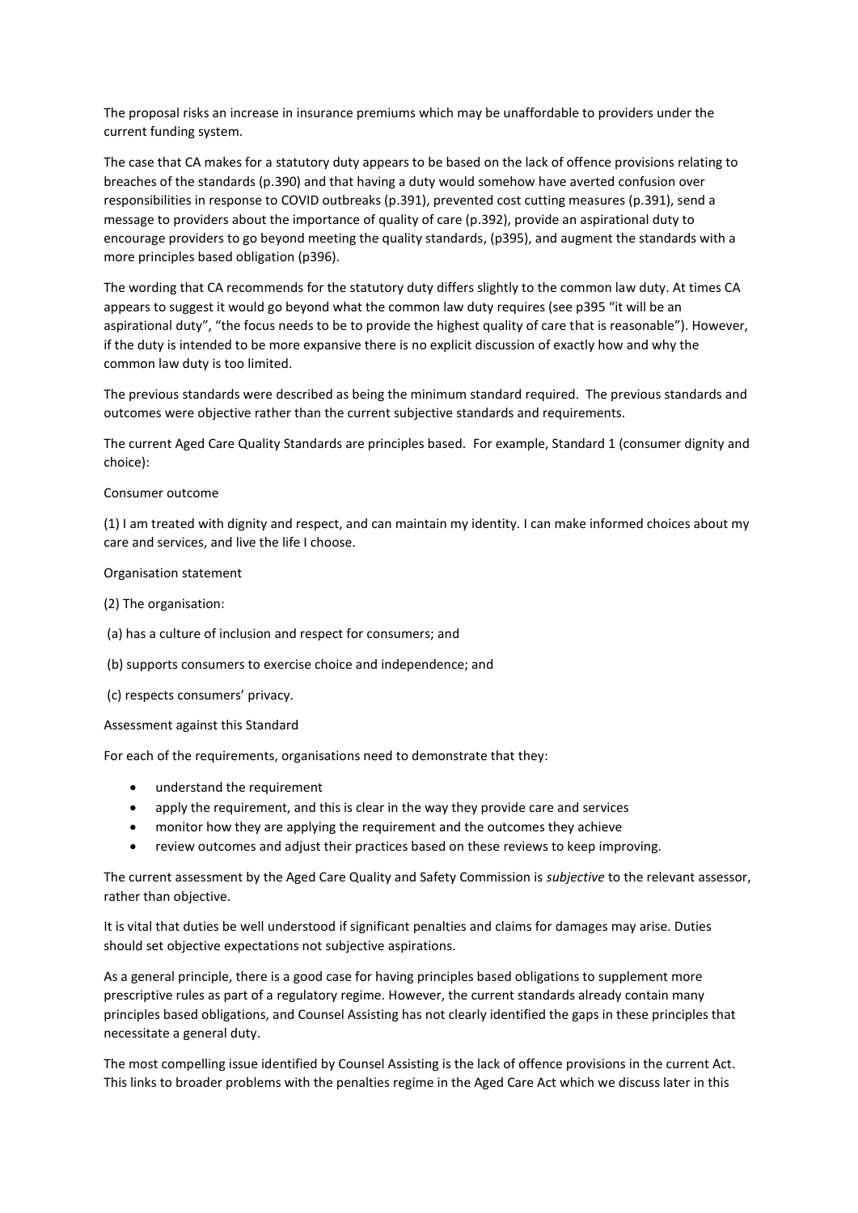The proposal risks an increase in insurance premiums which may be unaffordable to providers under the current funding system.

The case that CA makes for a statutory duty appears to be based on the lack of offence provisions relating to breaches of the standards (p.390) and that having a duty would somehow have averted confusion over responsibilities in response to COVID outbreaks (p.391), prevented cost cutting measures (p.391), send a message to providers about the importance of quality of care (p.392), provide an aspirational duty to encourage providers to go beyond meeting the quality standards, (p395), and augment the standards with a more principles based obligation (p396).

The wording that CA recommends for the statutory duty differs slightly to the common law duty. At times CA appears to suggest it would go beyond what the common law duty requires (see p395 "it will be an aspirational duty", "the focus needs to be to provide the highest quality of care that is reasonable"). However, if the duty is intended to be more expansive there is no explicit discussion of exactly how and why the common law duty is too limited.

The previous standards were described as being the minimum standard required. The previous standards and outcomes were objective rather than the current subjective standards and requirements.

The current Aged Care Quality Standards are principles based. For example, Standard 1 (consumer dignity and choice):

Consumer outcome

(1) I am treated with dignity and respect, and can maintain my identity. I can make informed choices about my care and services, and live the life I choose.

Organisation statement

(2) The organisation:

(a) has a culture of inclusion and respect for consumers; and

(b) supports consumers to exercise choice and independence; and

(c) respects consumers' privacy.

Assessment against this Standard

For each of the requirements, organisations need to demonstrate that they:

- understand the requirement
- apply the requirement, and this is clear in the way they provide care and services
- monitor how they are applying the requirement and the outcomes they achieve
- review outcomes and adjust their practices based on these reviews to keep improving.

The current assessment by the Aged Care Quality and Safety Commission is *subjective* to the relevant assessor, rather than objective.

It is vital that duties be well understood if significant penalties and claims for damages may arise. Duties should set objective expectations not subjective aspirations.

As a general principle, there is a good case for having principles based obligations to supplement more prescriptive rules as part of a regulatory regime. However, the current standards already contain many principles based obligations, and Counsel Assisting has not clearly identified the gaps in these principles that necessitate a general duty.

The most compelling issue identified by Counsel Assisting is the lack of offence provisions in the current Act. This links to broader problems with the penalties regime in the Aged Care Act which we discuss later in this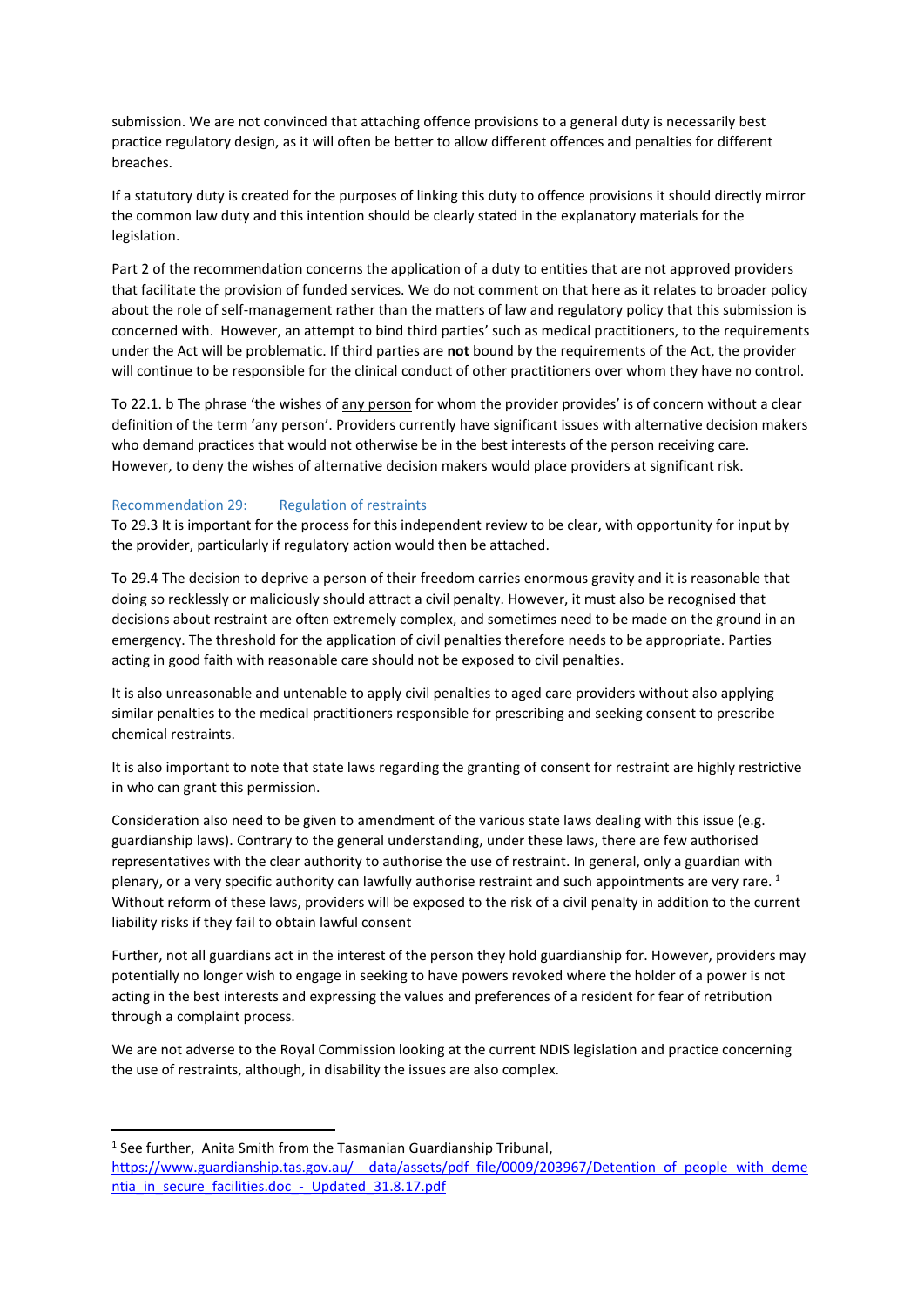submission. We are not convinced that attaching offence provisions to a general duty is necessarily best practice regulatory design, as it will often be better to allow different offences and penalties for different breaches.

If a statutory duty is created for the purposes of linking this duty to offence provisions it should directly mirror the common law duty and this intention should be clearly stated in the explanatory materials for the legislation.

Part 2 of the recommendation concerns the application of a duty to entities that are not approved providers that facilitate the provision of funded services. We do not comment on that here as it relates to broader policy about the role of self-management rather than the matters of law and regulatory policy that this submission is concerned with. However, an attempt to bind third parties' such as medical practitioners, to the requirements under the Act will be problematic. If third parties are **not** bound by the requirements of the Act, the provider will continue to be responsible for the clinical conduct of other practitioners over whom they have no control.

To 22.1. b The phrase 'the wishes of any person for whom the provider provides' is of concern without a clear definition of the term 'any person'. Providers currently have significant issues with alternative decision makers who demand practices that would not otherwise be in the best interests of the person receiving care. However, to deny the wishes of alternative decision makers would place providers at significant risk.

### Recommendation 29: Regulation of restraints

To 29.3 It is important for the process for this independent review to be clear, with opportunity for input by the provider, particularly if regulatory action would then be attached.

To 29.4 The decision to deprive a person of their freedom carries enormous gravity and it is reasonable that doing so recklessly or maliciously should attract a civil penalty. However, it must also be recognised that decisions about restraint are often extremely complex, and sometimes need to be made on the ground in an emergency. The threshold for the application of civil penalties therefore needs to be appropriate. Parties acting in good faith with reasonable care should not be exposed to civil penalties.

It is also unreasonable and untenable to apply civil penalties to aged care providers without also applying similar penalties to the medical practitioners responsible for prescribing and seeking consent to prescribe chemical restraints.

It is also important to note that state laws regarding the granting of consent for restraint are highly restrictive in who can grant this permission.

Consideration also need to be given to amendment of the various state laws dealing with this issue (e.g. guardianship laws). Contrary to the general understanding, under these laws, there are few authorised representatives with the clear authority to authorise the use of restraint. In general, only a guardian with plenary, or a very specific authority can lawfully authorise restraint and such appointments are very rare. [1] Without reform of these laws, providers will be exposed to the risk of a civil penalty in addition to the current liability risks if they fail to obtain lawful consent

Further, not all guardians act in the interest of the person they hold guardianship for. However, providers may potentially no longer wish to engage in seeking to have powers revoked where the holder of a power is not acting in the best interests and expressing the values and preferences of a resident for fear of retribution through a complaint process.

We are not adverse to the Royal Commission looking at the current NDIS legislation and practice concerning the use of restraints, although, in disability the issues are also complex.

---

[1] See further, Anita Smith from the Tasmanian Guardianship Tribunal, https://www.guardianship.tas.gov.au/__data/assets/pdf_file/0009/203967/Detention_of_people_with_dementia_in_secure_facilities.doc_-_Updated_31.8.17.pdf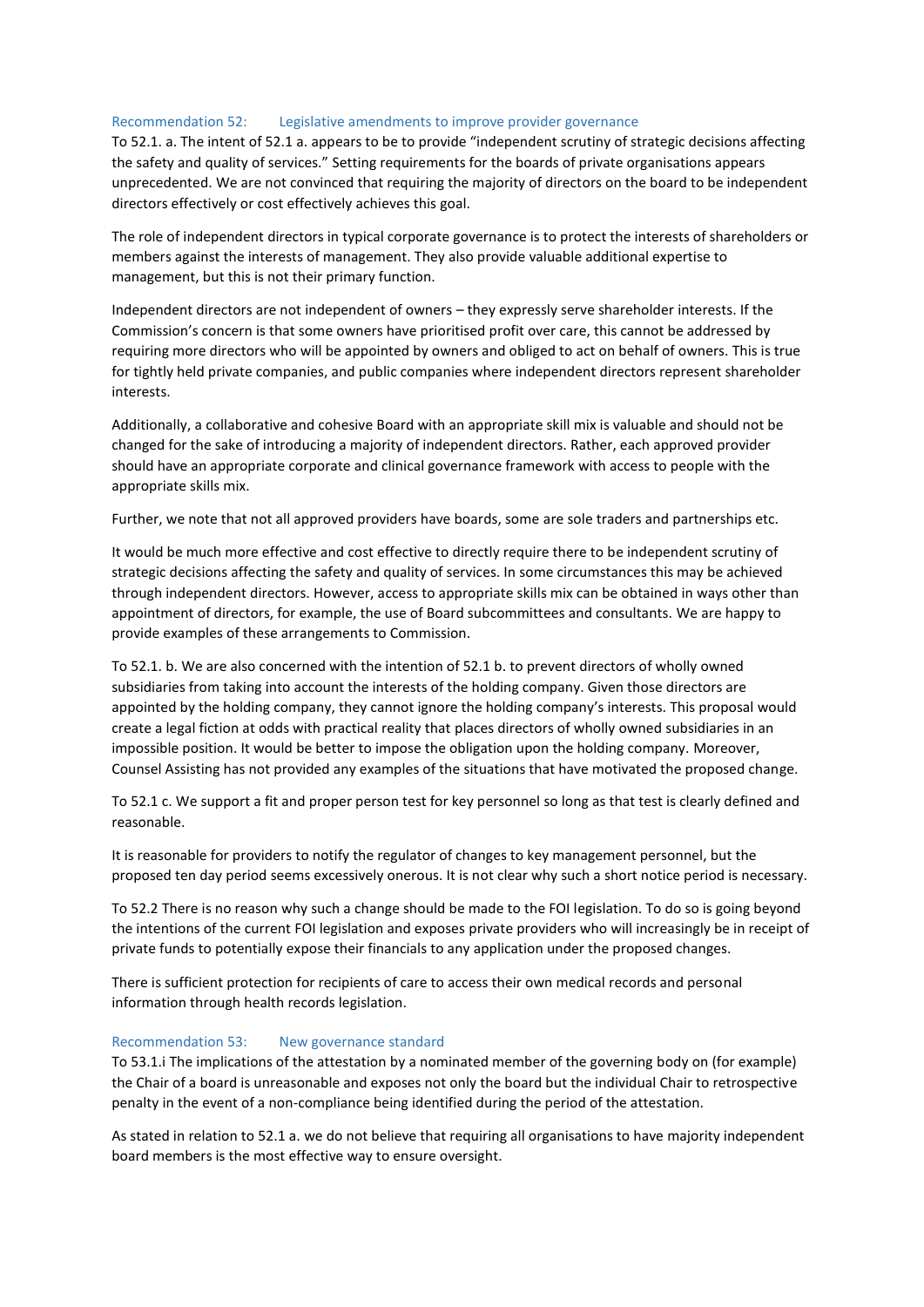### Recommendation 52: Legislative amendments to improve provider governance

To 52.1. a. The intent of 52.1 a. appears to be to provide "independent scrutiny of strategic decisions affecting the safety and quality of services." Setting requirements for the boards of private organisations appears unprecedented. We are not convinced that requiring the majority of directors on the board to be independent directors effectively or cost effectively achieves this goal.

The role of independent directors in typical corporate governance is to protect the interests of shareholders or members against the interests of management. They also provide valuable additional expertise to management, but this is not their primary function.

Independent directors are not independent of owners – they expressly serve shareholder interests. If the Commission's concern is that some owners have prioritised profit over care, this cannot be addressed by requiring more directors who will be appointed by owners and obliged to act on behalf of owners. This is true for tightly held private companies, and public companies where independent directors represent shareholder interests.

Additionally, a collaborative and cohesive Board with an appropriate skill mix is valuable and should not be changed for the sake of introducing a majority of independent directors. Rather, each approved provider should have an appropriate corporate and clinical governance framework with access to people with the appropriate skills mix.

Further, we note that not all approved providers have boards, some are sole traders and partnerships etc.

It would be much more effective and cost effective to directly require there to be independent scrutiny of strategic decisions affecting the safety and quality of services. In some circumstances this may be achieved through independent directors. However, access to appropriate skills mix can be obtained in ways other than appointment of directors, for example, the use of Board subcommittees and consultants. We are happy to provide examples of these arrangements to Commission.

To 52.1. b. We are also concerned with the intention of 52.1 b. to prevent directors of wholly owned subsidiaries from taking into account the interests of the holding company. Given those directors are appointed by the holding company, they cannot ignore the holding company's interests. This proposal would create a legal fiction at odds with practical reality that places directors of wholly owned subsidiaries in an impossible position. It would be better to impose the obligation upon the holding company. Moreover, Counsel Assisting has not provided any examples of the situations that have motivated the proposed change.

To 52.1 c. We support a fit and proper person test for key personnel so long as that test is clearly defined and reasonable.

It is reasonable for providers to notify the regulator of changes to key management personnel, but the proposed ten day period seems excessively onerous. It is not clear why such a short notice period is necessary.

To 52.2 There is no reason why such a change should be made to the FOI legislation. To do so is going beyond the intentions of the current FOI legislation and exposes private providers who will increasingly be in receipt of private funds to potentially expose their financials to any application under the proposed changes.

There is sufficient protection for recipients of care to access their own medical records and personal information through health records legislation.

### Recommendation 53: New governance standard

To 53.1.i The implications of the attestation by a nominated member of the governing body on (for example) the Chair of a board is unreasonable and exposes not only the board but the individual Chair to retrospective penalty in the event of a non-compliance being identified during the period of the attestation.

As stated in relation to 52.1 a. we do not believe that requiring all organisations to have majority independent board members is the most effective way to ensure oversight.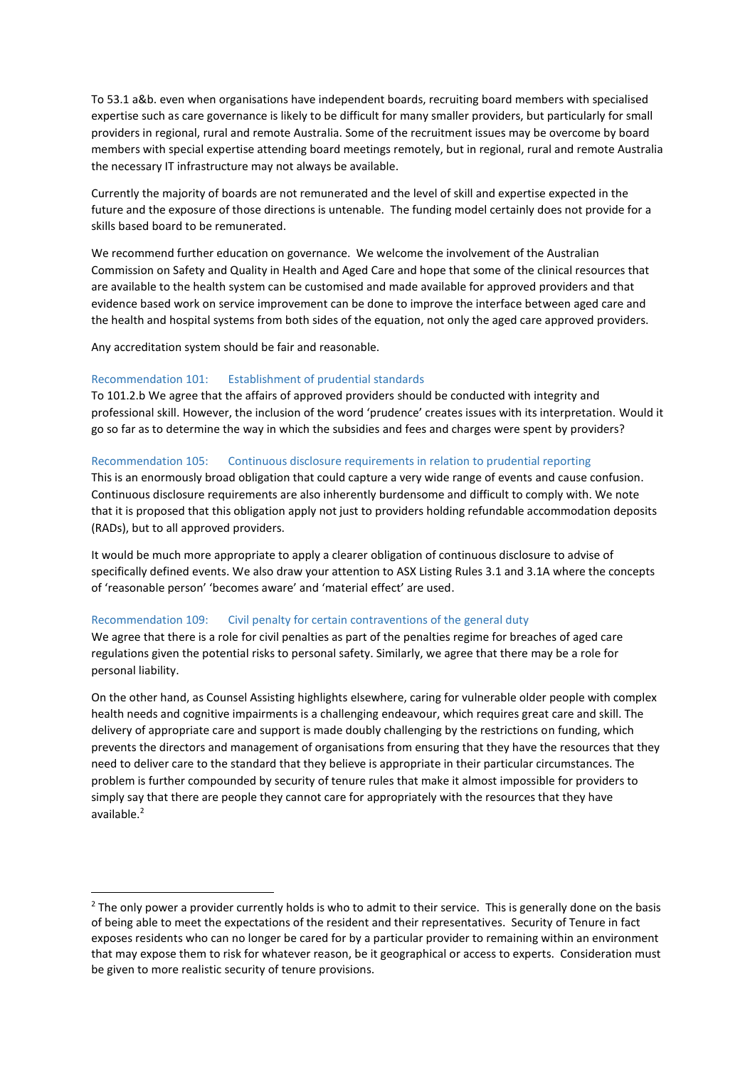To 53.1 a&b. even when organisations have independent boards, recruiting board members with specialised expertise such as care governance is likely to be difficult for many smaller providers, but particularly for small providers in regional, rural and remote Australia. Some of the recruitment issues may be overcome by board members with special expertise attending board meetings remotely, but in regional, rural and remote Australia the necessary IT infrastructure may not always be available.

Currently the majority of boards are not remunerated and the level of skill and expertise expected in the future and the exposure of those directions is untenable. The funding model certainly does not provide for a skills based board to be remunerated.

We recommend further education on governance. We welcome the involvement of the Australian Commission on Safety and Quality in Health and Aged Care and hope that some of the clinical resources that are available to the health system can be customised and made available for approved providers and that evidence based work on service improvement can be done to improve the interface between aged care and the health and hospital systems from both sides of the equation, not only the aged care approved providers.

Any accreditation system should be fair and reasonable.

### Recommendation 101: Establishment of prudential standards

To 101.2.b We agree that the affairs of approved providers should be conducted with integrity and professional skill. However, the inclusion of the word 'prudence' creates issues with its interpretation. Would it go so far as to determine the way in which the subsidies and fees and charges were spent by providers?

### Recommendation 105: Continuous disclosure requirements in relation to prudential reporting

This is an enormously broad obligation that could capture a very wide range of events and cause confusion. Continuous disclosure requirements are also inherently burdensome and difficult to comply with. We note that it is proposed that this obligation apply not just to providers holding refundable accommodation deposits (RADs), but to all approved providers.

It would be much more appropriate to apply a clearer obligation of continuous disclosure to advise of specifically defined events. We also draw your attention to ASX Listing Rules 3.1 and 3.1A where the concepts of 'reasonable person' 'becomes aware' and 'material effect' are used.

### Recommendation 109: Civil penalty for certain contraventions of the general duty

We agree that there is a role for civil penalties as part of the penalties regime for breaches of aged care regulations given the potential risks to personal safety. Similarly, we agree that there may be a role for personal liability.

On the other hand, as Counsel Assisting highlights elsewhere, caring for vulnerable older people with complex health needs and cognitive impairments is a challenging endeavour, which requires great care and skill. The delivery of appropriate care and support is made doubly challenging by the restrictions on funding, which prevents the directors and management of organisations from ensuring that they have the resources that they need to deliver care to the standard that they believe is appropriate in their particular circumstances. The problem is further compounded by security of tenure rules that make it almost impossible for providers to simply say that there are people they cannot care for appropriately with the resources that they have available.[2]

---

[2] The only power a provider currently holds is who to admit to their service. This is generally done on the basis of being able to meet the expectations of the resident and their representatives. Security of Tenure in fact exposes residents who can no longer be cared for by a particular provider to remaining within an environment that may expose them to risk for whatever reason, be it geographical or access to experts. Consideration must be given to more realistic security of tenure provisions.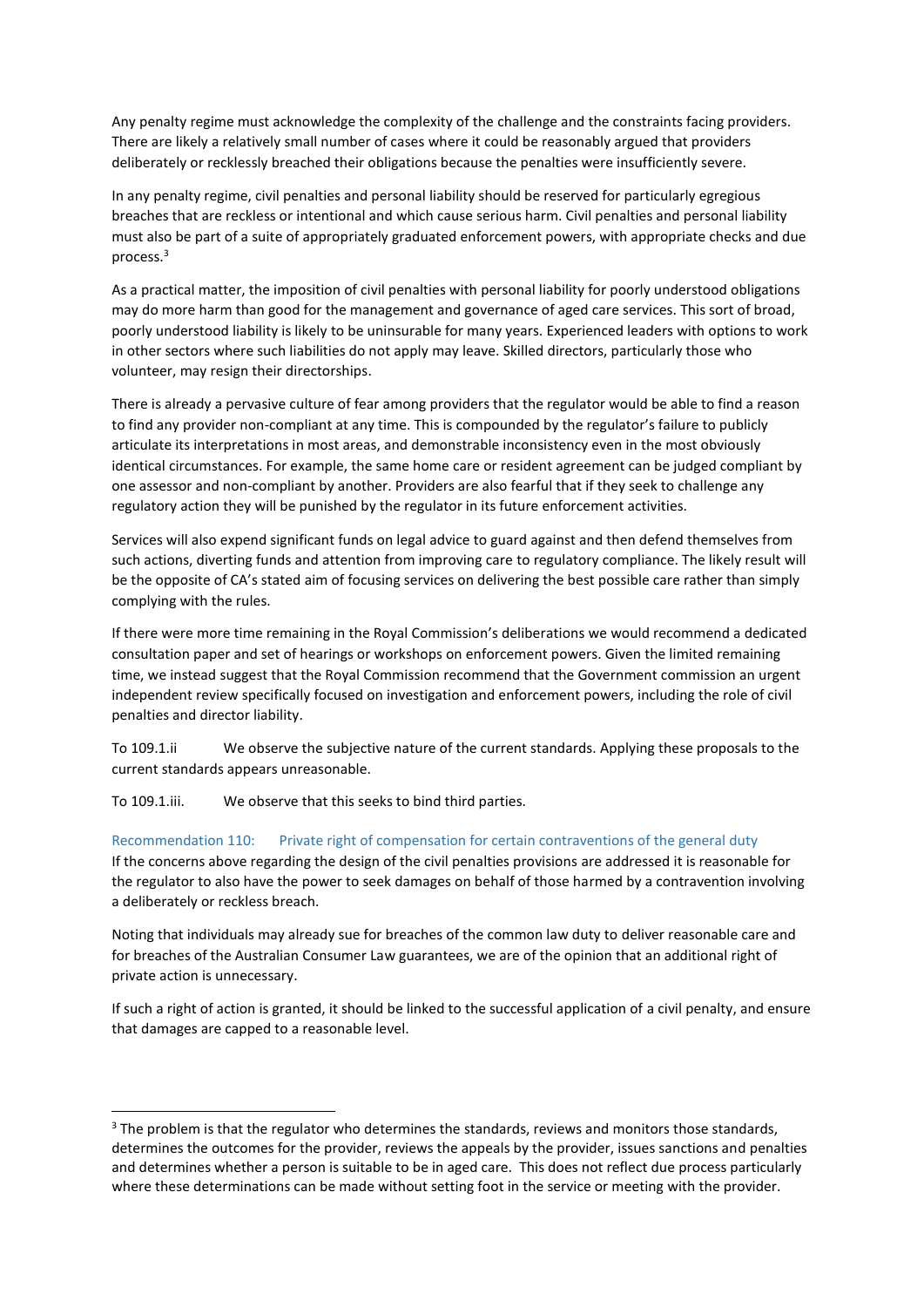Any penalty regime must acknowledge the complexity of the challenge and the constraints facing providers. There are likely a relatively small number of cases where it could be reasonably argued that providers deliberately or recklessly breached their obligations because the penalties were insufficiently severe.

In any penalty regime, civil penalties and personal liability should be reserved for particularly egregious breaches that are reckless or intentional and which cause serious harm. Civil penalties and personal liability must also be part of a suite of appropriately graduated enforcement powers, with appropriate checks and due process.[3]

As a practical matter, the imposition of civil penalties with personal liability for poorly understood obligations may do more harm than good for the management and governance of aged care services. This sort of broad, poorly understood liability is likely to be uninsurable for many years. Experienced leaders with options to work in other sectors where such liabilities do not apply may leave. Skilled directors, particularly those who volunteer, may resign their directorships.

There is already a pervasive culture of fear among providers that the regulator would be able to find a reason to find any provider non-compliant at any time. This is compounded by the regulator's failure to publicly articulate its interpretations in most areas, and demonstrable inconsistency even in the most obviously identical circumstances. For example, the same home care or resident agreement can be judged compliant by one assessor and non-compliant by another. Providers are also fearful that if they seek to challenge any regulatory action they will be punished by the regulator in its future enforcement activities.

Services will also expend significant funds on legal advice to guard against and then defend themselves from such actions, diverting funds and attention from improving care to regulatory compliance. The likely result will be the opposite of CA's stated aim of focusing services on delivering the best possible care rather than simply complying with the rules.

If there were more time remaining in the Royal Commission's deliberations we would recommend a dedicated consultation paper and set of hearings or workshops on enforcement powers. Given the limited remaining time, we instead suggest that the Royal Commission recommend that the Government commission an urgent independent review specifically focused on investigation and enforcement powers, including the role of civil penalties and director liability.

To 109.1.ii We observe the subjective nature of the current standards. Applying these proposals to the current standards appears unreasonable.

To 109.1.iii. We observe that this seeks to bind third parties.

### Recommendation 110: Private right of compensation for certain contraventions of the general duty

If the concerns above regarding the design of the civil penalties provisions are addressed it is reasonable for the regulator to also have the power to seek damages on behalf of those harmed by a contravention involving a deliberately or reckless breach.

Noting that individuals may already sue for breaches of the common law duty to deliver reasonable care and for breaches of the Australian Consumer Law guarantees, we are of the opinion that an additional right of private action is unnecessary.

If such a right of action is granted, it should be linked to the successful application of a civil penalty, and ensure that damages are capped to a reasonable level.

---

[3] The problem is that the regulator who determines the standards, reviews and monitors those standards, determines the outcomes for the provider, reviews the appeals by the provider, issues sanctions and penalties and determines whether a person is suitable to be in aged care. This does not reflect due process particularly where these determinations can be made without setting foot in the service or meeting with the provider.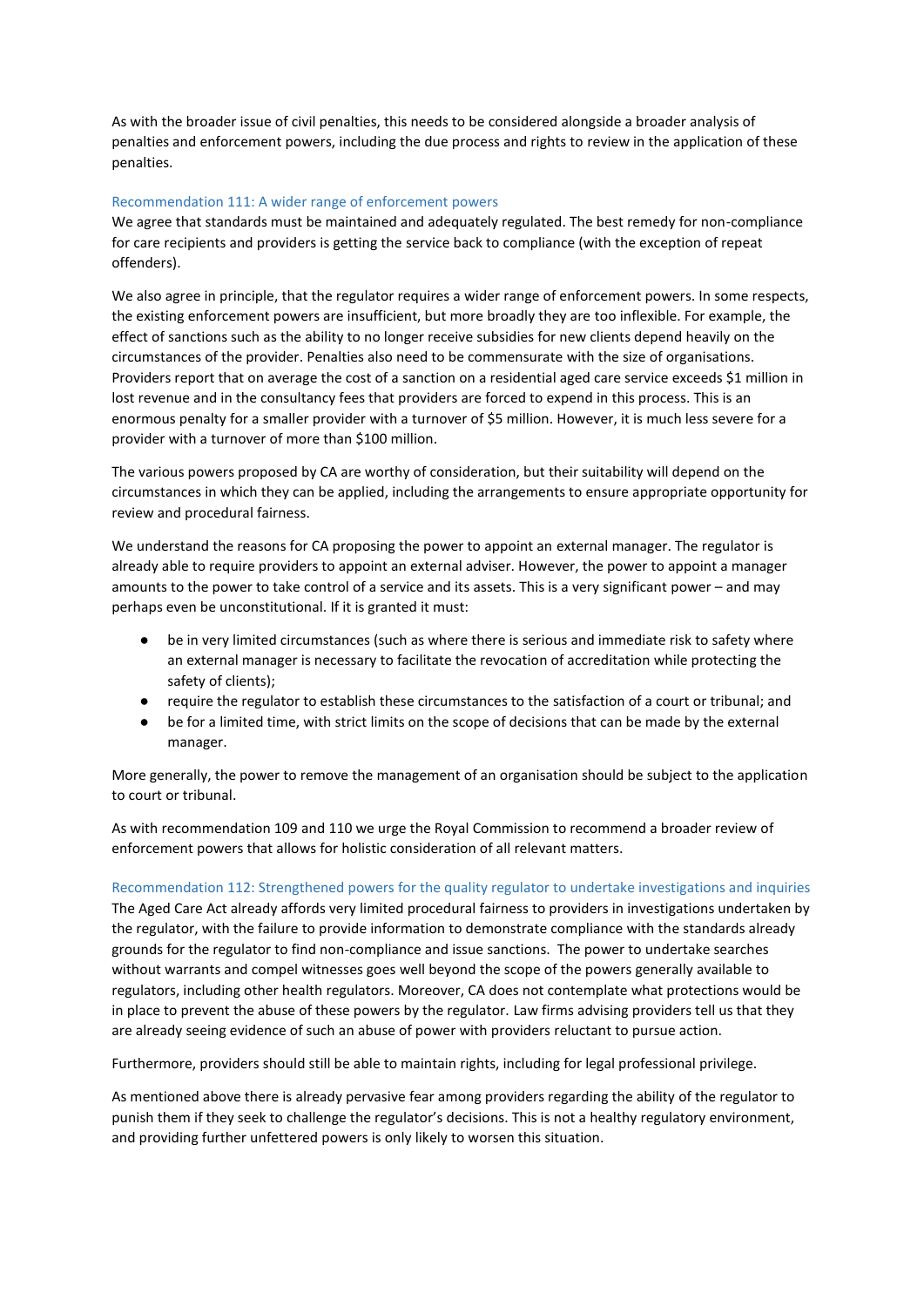As with the broader issue of civil penalties, this needs to be considered alongside a broader analysis of penalties and enforcement powers, including the due process and rights to review in the application of these penalties.

### Recommendation 111: A wider range of enforcement powers

We agree that standards must be maintained and adequately regulated. The best remedy for non-compliance for care recipients and providers is getting the service back to compliance (with the exception of repeat offenders).

We also agree in principle, that the regulator requires a wider range of enforcement powers. In some respects, the existing enforcement powers are insufficient, but more broadly they are too inflexible. For example, the effect of sanctions such as the ability to no longer receive subsidies for new clients depend heavily on the circumstances of the provider. Penalties also need to be commensurate with the size of organisations. Providers report that on average the cost of a sanction on a residential aged care service exceeds $1 million in lost revenue and in the consultancy fees that providers are forced to expend in this process. This is an enormous penalty for a smaller provider with a turnover of $5 million. However, it is much less severe for a provider with a turnover of more than $100 million.

The various powers proposed by CA are worthy of consideration, but their suitability will depend on the circumstances in which they can be applied, including the arrangements to ensure appropriate opportunity for review and procedural fairness.

We understand the reasons for CA proposing the power to appoint an external manager. The regulator is already able to require providers to appoint an external adviser. However, the power to appoint a manager amounts to the power to take control of a service and its assets. This is a very significant power – and may perhaps even be unconstitutional. If it is granted it must:

- be in very limited circumstances (such as where there is serious and immediate risk to safety where an external manager is necessary to facilitate the revocation of accreditation while protecting the safety of clients);
- require the regulator to establish these circumstances to the satisfaction of a court or tribunal; and
- be for a limited time, with strict limits on the scope of decisions that can be made by the external manager.

More generally, the power to remove the management of an organisation should be subject to the application to court or tribunal.

As with recommendation 109 and 110 we urge the Royal Commission to recommend a broader review of enforcement powers that allows for holistic consideration of all relevant matters.

### Recommendation 112: Strengthened powers for the quality regulator to undertake investigations and inquiries

The Aged Care Act already affords very limited procedural fairness to providers in investigations undertaken by the regulator, with the failure to provide information to demonstrate compliance with the standards already grounds for the regulator to find non-compliance and issue sanctions. The power to undertake searches without warrants and compel witnesses goes well beyond the scope of the powers generally available to regulators, including other health regulators. Moreover, CA does not contemplate what protections would be in place to prevent the abuse of these powers by the regulator. Law firms advising providers tell us that they are already seeing evidence of such an abuse of power with providers reluctant to pursue action.

Furthermore, providers should still be able to maintain rights, including for legal professional privilege.

As mentioned above there is already pervasive fear among providers regarding the ability of the regulator to punish them if they seek to challenge the regulator's decisions. This is not a healthy regulatory environment, and providing further unfettered powers is only likely to worsen this situation.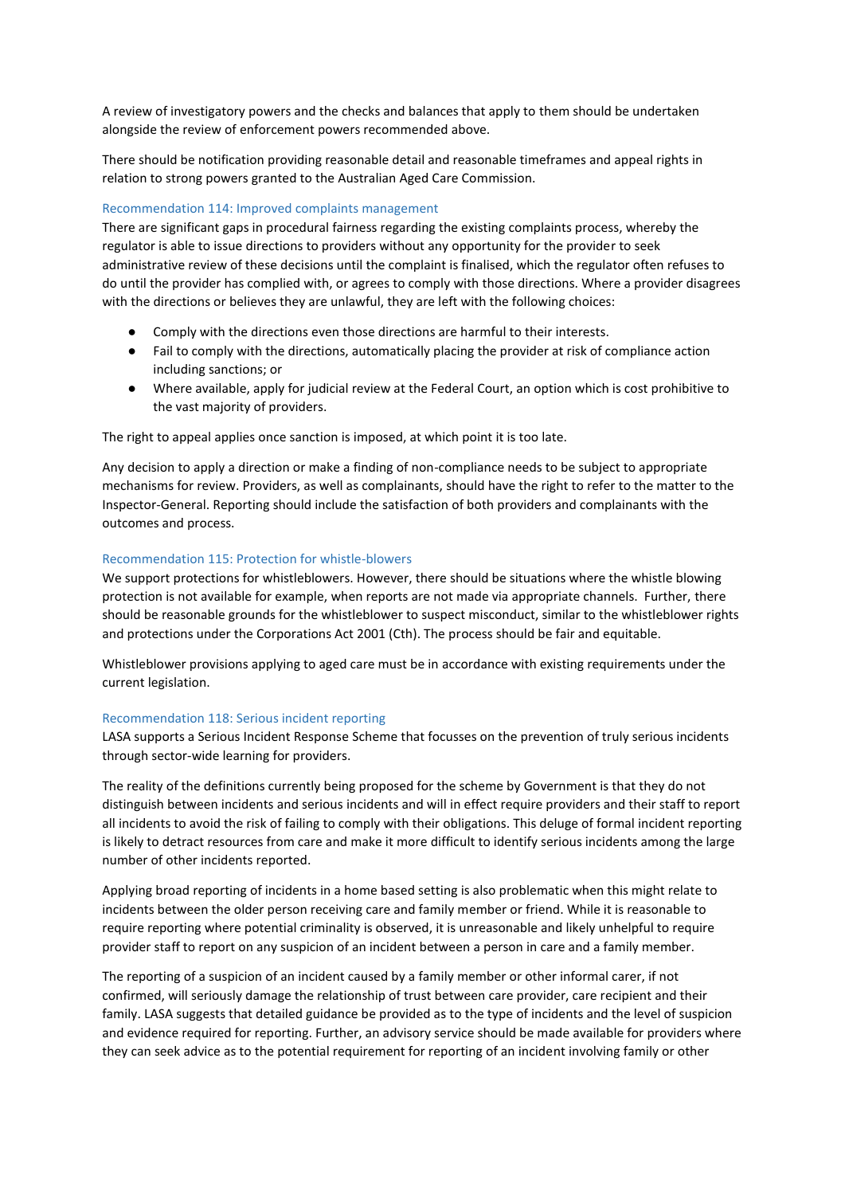A review of investigatory powers and the checks and balances that apply to them should be undertaken alongside the review of enforcement powers recommended above.

There should be notification providing reasonable detail and reasonable timeframes and appeal rights in relation to strong powers granted to the Australian Aged Care Commission.

### Recommendation 114: Improved complaints management

There are significant gaps in procedural fairness regarding the existing complaints process, whereby the regulator is able to issue directions to providers without any opportunity for the provider to seek administrative review of these decisions until the complaint is finalised, which the regulator often refuses to do until the provider has complied with, or agrees to comply with those directions. Where a provider disagrees with the directions or believes they are unlawful, they are left with the following choices:

- Comply with the directions even those directions are harmful to their interests.
- Fail to comply with the directions, automatically placing the provider at risk of compliance action including sanctions; or
- Where available, apply for judicial review at the Federal Court, an option which is cost prohibitive to the vast majority of providers.

The right to appeal applies once sanction is imposed, at which point it is too late.

Any decision to apply a direction or make a finding of non-compliance needs to be subject to appropriate mechanisms for review. Providers, as well as complainants, should have the right to refer to the matter to the Inspector-General. Reporting should include the satisfaction of both providers and complainants with the outcomes and process.

### Recommendation 115: Protection for whistle-blowers

We support protections for whistleblowers. However, there should be situations where the whistle blowing protection is not available for example, when reports are not made via appropriate channels. Further, there should be reasonable grounds for the whistleblower to suspect misconduct, similar to the whistleblower rights and protections under the Corporations Act 2001 (Cth). The process should be fair and equitable.

Whistleblower provisions applying to aged care must be in accordance with existing requirements under the current legislation.

### Recommendation 118: Serious incident reporting

LASA supports a Serious Incident Response Scheme that focusses on the prevention of truly serious incidents through sector-wide learning for providers.

The reality of the definitions currently being proposed for the scheme by Government is that they do not distinguish between incidents and serious incidents and will in effect require providers and their staff to report all incidents to avoid the risk of failing to comply with their obligations. This deluge of formal incident reporting is likely to detract resources from care and make it more difficult to identify serious incidents among the large number of other incidents reported.

Applying broad reporting of incidents in a home based setting is also problematic when this might relate to incidents between the older person receiving care and family member or friend. While it is reasonable to require reporting where potential criminality is observed, it is unreasonable and likely unhelpful to require provider staff to report on any suspicion of an incident between a person in care and a family member.

The reporting of a suspicion of an incident caused by a family member or other informal carer, if not confirmed, will seriously damage the relationship of trust between care provider, care recipient and their family. LASA suggests that detailed guidance be provided as to the type of incidents and the level of suspicion and evidence required for reporting. Further, an advisory service should be made available for providers where they can seek advice as to the potential requirement for reporting of an incident involving family or other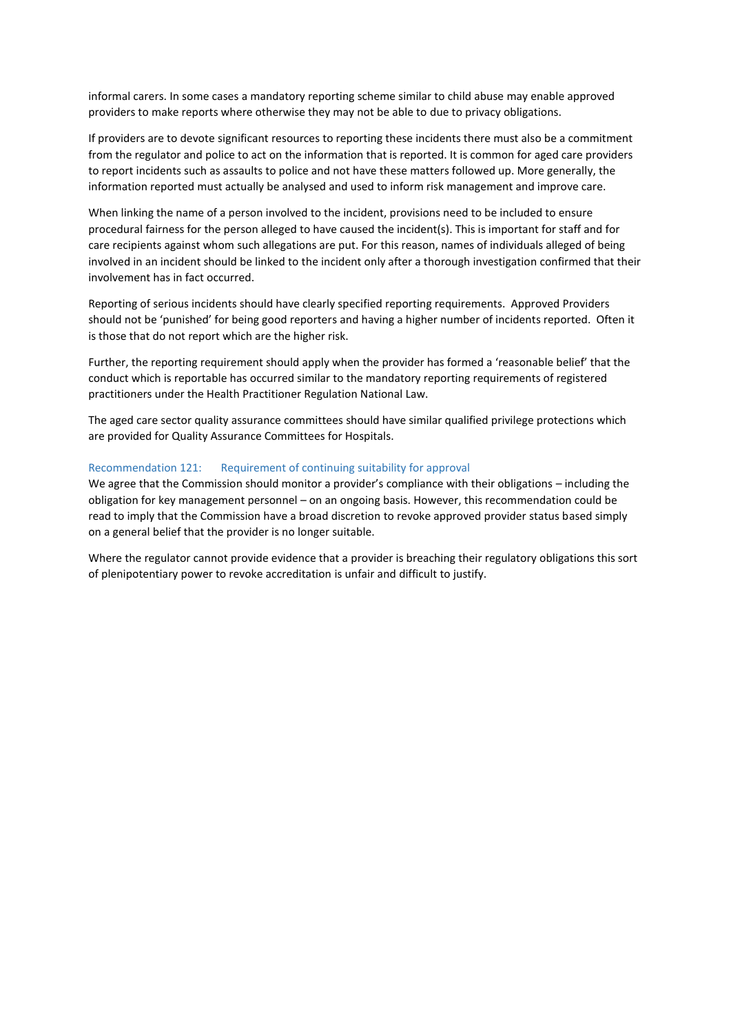informal carers. In some cases a mandatory reporting scheme similar to child abuse may enable approved providers to make reports where otherwise they may not be able to due to privacy obligations.

If providers are to devote significant resources to reporting these incidents there must also be a commitment from the regulator and police to act on the information that is reported. It is common for aged care providers to report incidents such as assaults to police and not have these matters followed up. More generally, the information reported must actually be analysed and used to inform risk management and improve care.

When linking the name of a person involved to the incident, provisions need to be included to ensure procedural fairness for the person alleged to have caused the incident(s). This is important for staff and for care recipients against whom such allegations are put. For this reason, names of individuals alleged of being involved in an incident should be linked to the incident only after a thorough investigation confirmed that their involvement has in fact occurred.

Reporting of serious incidents should have clearly specified reporting requirements. Approved Providers should not be 'punished' for being good reporters and having a higher number of incidents reported. Often it is those that do not report which are the higher risk.

Further, the reporting requirement should apply when the provider has formed a 'reasonable belief' that the conduct which is reportable has occurred similar to the mandatory reporting requirements of registered practitioners under the Health Practitioner Regulation National Law.

The aged care sector quality assurance committees should have similar qualified privilege protections which are provided for Quality Assurance Committees for Hospitals.

### Recommendation 121: Requirement of continuing suitability for approval

We agree that the Commission should monitor a provider's compliance with their obligations – including the obligation for key management personnel – on an ongoing basis. However, this recommendation could be read to imply that the Commission have a broad discretion to revoke approved provider status based simply on a general belief that the provider is no longer suitable.

Where the regulator cannot provide evidence that a provider is breaching their regulatory obligations this sort of plenipotentiary power to revoke accreditation is unfair and difficult to justify.